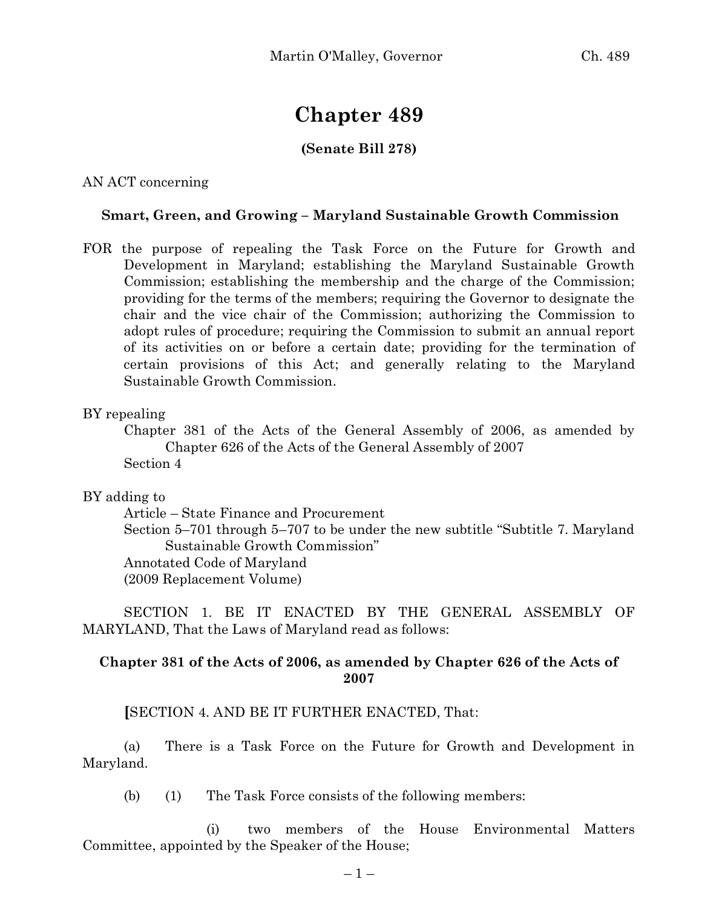# Chapter 489

**(Senate Bill 278)**

AN ACT concerning

**Smart, Green, and Growing – Maryland Sustainable Growth Commission**

FOR the purpose of repealing the Task Force on the Future for Growth and Development in Maryland; establishing the Maryland Sustainable Growth Commission; establishing the membership and the charge of the Commission; providing for the terms of the members; requiring the Governor to designate the chair and the vice chair of the Commission; authorizing the Commission to adopt rules of procedure; requiring the Commission to submit an annual report of its activities on or before a certain date; providing for the termination of certain provisions of this Act; and generally relating to the Maryland Sustainable Growth Commission.

BY repealing

Chapter 381 of the Acts of the General Assembly of 2006, as amended by Chapter 626 of the Acts of the General Assembly of 2007

Section 4

BY adding to

Article – State Finance and Procurement

Section 5–701 through 5–707 to be under the new subtitle "Subtitle 7. Maryland Sustainable Growth Commission"

Annotated Code of Maryland

(2009 Replacement Volume)

SECTION 1. BE IT ENACTED BY THE GENERAL ASSEMBLY OF MARYLAND, That the Laws of Maryland read as follows:

**Chapter 381 of the Acts of 2006, as amended by Chapter 626 of the Acts of 2007**

**[**SECTION 4. AND BE IT FURTHER ENACTED, That:

(a) There is a Task Force on the Future for Growth and Development in Maryland.

(b) (1) The Task Force consists of the following members:

(i) two members of the House Environmental Matters Committee, appointed by the Speaker of the House;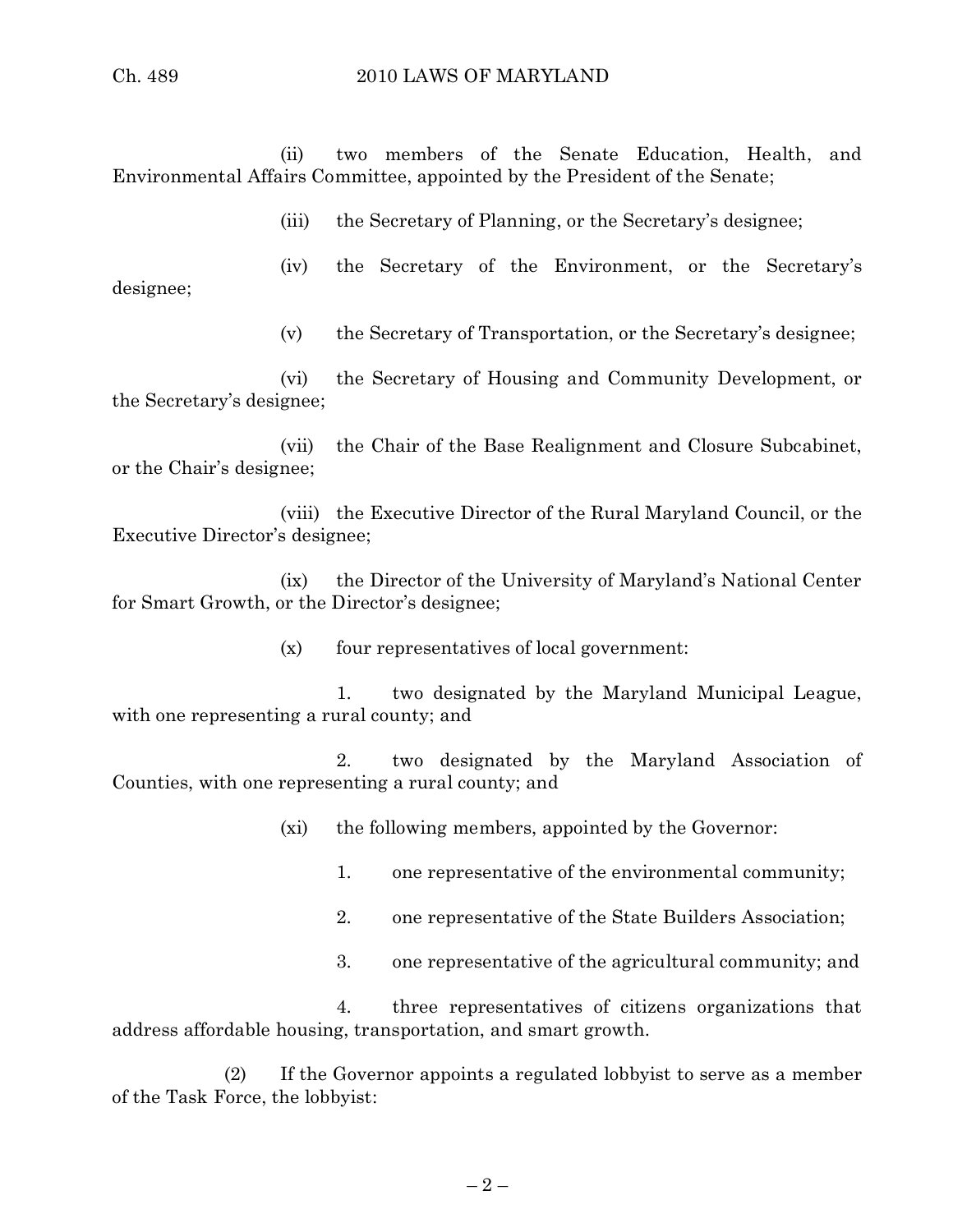(ii) two members of the Senate Education, Health, and Environmental Affairs Committee, appointed by the President of the Senate;

(iii) the Secretary of Planning, or the Secretary's designee;

(iv) the Secretary of the Environment, or the Secretary's designee;

(v) the Secretary of Transportation, or the Secretary's designee;

(vi) the Secretary of Housing and Community Development, or the Secretary's designee;

(vii) the Chair of the Base Realignment and Closure Subcabinet, or the Chair's designee;

(viii) the Executive Director of the Rural Maryland Council, or the Executive Director's designee;

(ix) the Director of the University of Maryland's National Center for Smart Growth, or the Director's designee;

(x) four representatives of local government:

1. two designated by the Maryland Municipal League, with one representing a rural county; and

2. two designated by the Maryland Association of Counties, with one representing a rural county; and

(xi) the following members, appointed by the Governor:

1. one representative of the environmental community;

2. one representative of the State Builders Association;

3. one representative of the agricultural community; and

4. three representatives of citizens organizations that address affordable housing, transportation, and smart growth.

(2) If the Governor appoints a regulated lobbyist to serve as a member of the Task Force, the lobbyist: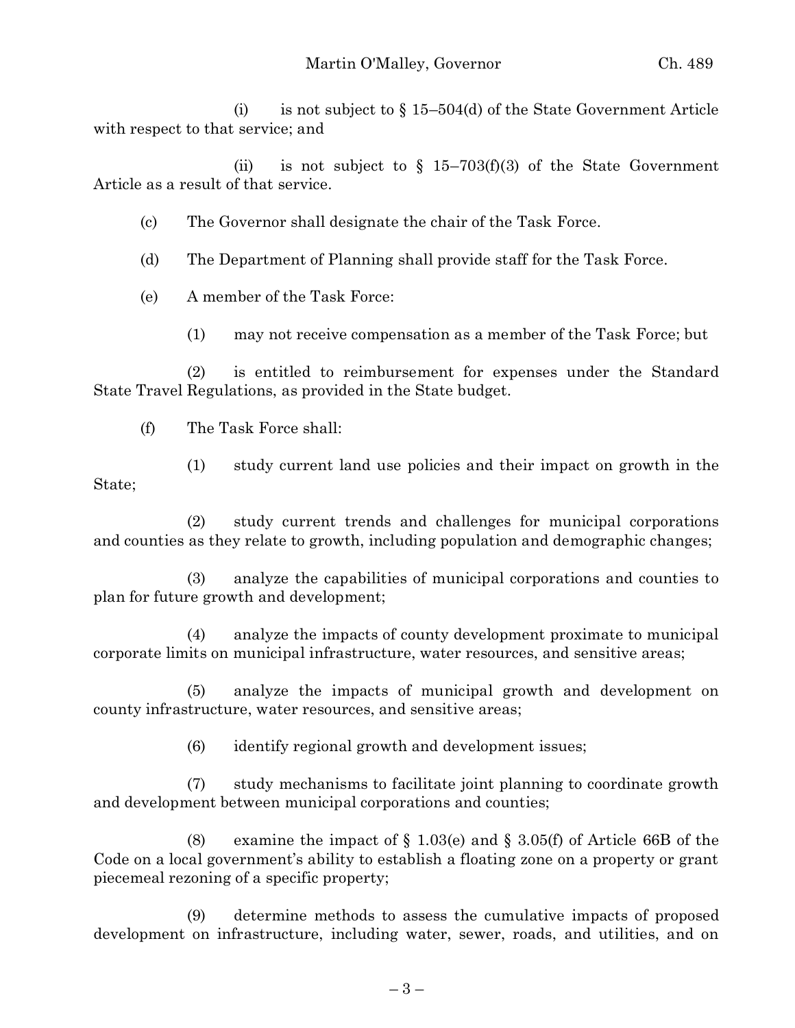(i) is not subject to § 15–504(d) of the State Government Article with respect to that service; and

(ii) is not subject to § 15–703(f)(3) of the State Government Article as a result of that service.

(c) The Governor shall designate the chair of the Task Force.

(d) The Department of Planning shall provide staff for the Task Force.

(e) A member of the Task Force:

(1) may not receive compensation as a member of the Task Force; but

(2) is entitled to reimbursement for expenses under the Standard State Travel Regulations, as provided in the State budget.

(f) The Task Force shall:

(1) study current land use policies and their impact on growth in the State;

(2) study current trends and challenges for municipal corporations and counties as they relate to growth, including population and demographic changes;

(3) analyze the capabilities of municipal corporations and counties to plan for future growth and development;

(4) analyze the impacts of county development proximate to municipal corporate limits on municipal infrastructure, water resources, and sensitive areas;

(5) analyze the impacts of municipal growth and development on county infrastructure, water resources, and sensitive areas;

(6) identify regional growth and development issues;

(7) study mechanisms to facilitate joint planning to coordinate growth and development between municipal corporations and counties;

(8) examine the impact of § 1.03(e) and § 3.05(f) of Article 66B of the Code on a local government's ability to establish a floating zone on a property or grant piecemeal rezoning of a specific property;

(9) determine methods to assess the cumulative impacts of proposed development on infrastructure, including water, sewer, roads, and utilities, and on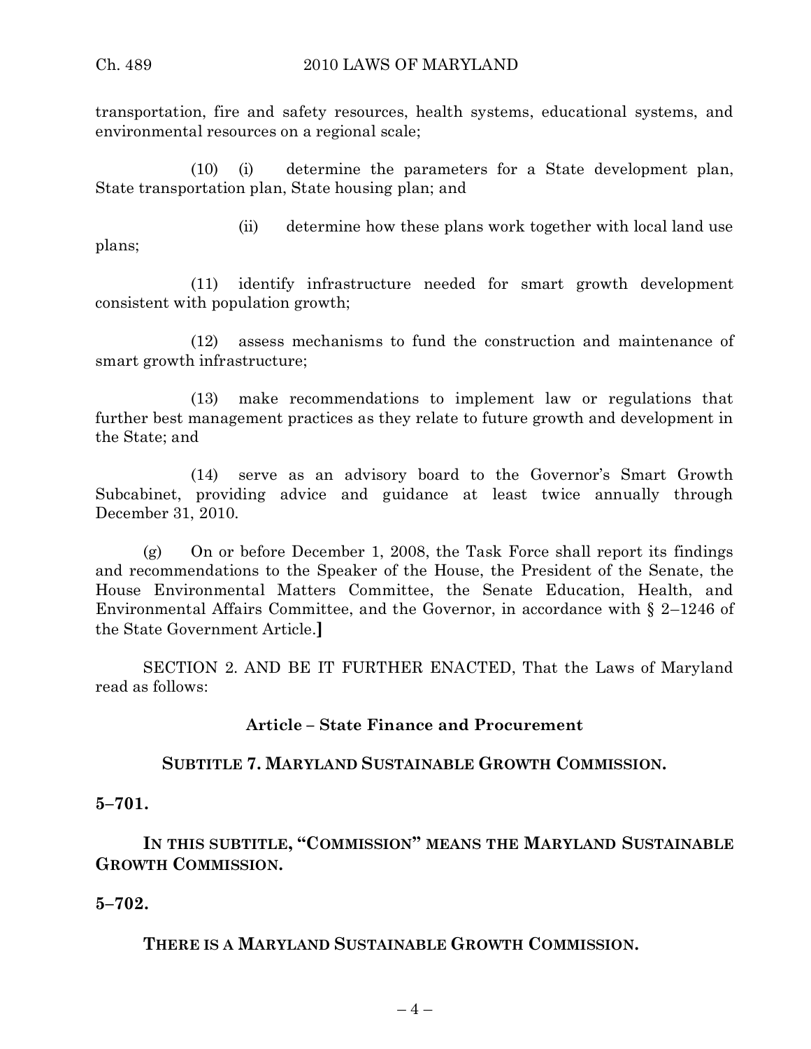transportation, fire and safety resources, health systems, educational systems, and environmental resources on a regional scale;

(10) (i) determine the parameters for a State development plan, State transportation plan, State housing plan; and

(ii) determine how these plans work together with local land use plans;

(11) identify infrastructure needed for smart growth development consistent with population growth;

(12) assess mechanisms to fund the construction and maintenance of smart growth infrastructure;

(13) make recommendations to implement law or regulations that further best management practices as they relate to future growth and development in the State; and

(14) serve as an advisory board to the Governor's Smart Growth Subcabinet, providing advice and guidance at least twice annually through December 31, 2010.

(g) On or before December 1, 2008, the Task Force shall report its findings and recommendations to the Speaker of the House, the President of the Senate, the House Environmental Matters Committee, the Senate Education, Health, and Environmental Affairs Committee, and the Governor, in accordance with § 2–1246 of the State Government Article.**]**

SECTION 2. AND BE IT FURTHER ENACTED, That the Laws of Maryland read as follows:

**Article – State Finance and Procurement**

**SUBTITLE 7. MARYLAND SUSTAINABLE GROWTH COMMISSION.**

**5–701.**

**IN THIS SUBTITLE, "COMMISSION" MEANS THE MARYLAND SUSTAINABLE GROWTH COMMISSION.**

**5–702.**

**THERE IS A MARYLAND SUSTAINABLE GROWTH COMMISSION.**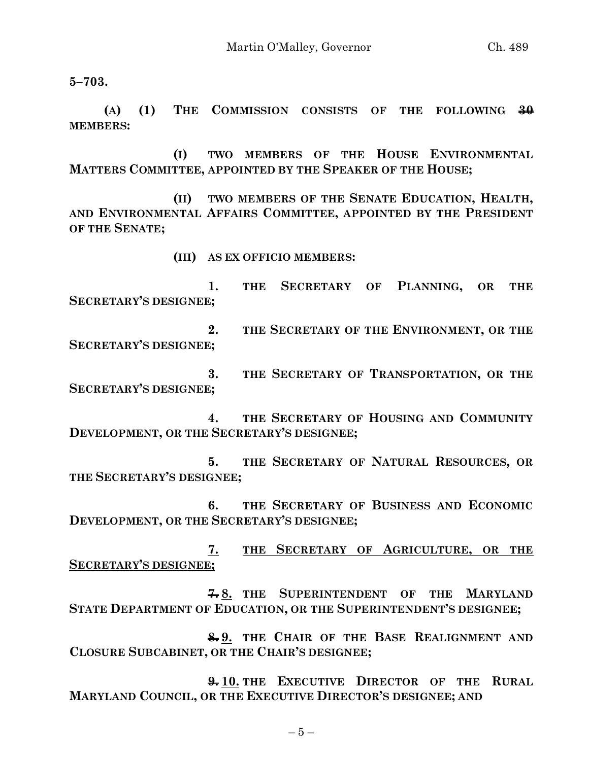**5–703.**

**(A) (1) THE COMMISSION CONSISTS OF THE FOLLOWING ~~30~~ MEMBERS:**

**(I) TWO MEMBERS OF THE HOUSE ENVIRONMENTAL MATTERS COMMITTEE, APPOINTED BY THE SPEAKER OF THE HOUSE;**

**(II) TWO MEMBERS OF THE SENATE EDUCATION, HEALTH, AND ENVIRONMENTAL AFFAIRS COMMITTEE, APPOINTED BY THE PRESIDENT OF THE SENATE;**

**(III) AS EX OFFICIO MEMBERS:**

**1. THE SECRETARY OF PLANNING, OR THE SECRETARY'S DESIGNEE;**

**2. THE SECRETARY OF THE ENVIRONMENT, OR THE SECRETARY'S DESIGNEE;**

**3. THE SECRETARY OF TRANSPORTATION, OR THE SECRETARY'S DESIGNEE;**

**4. THE SECRETARY OF HOUSING AND COMMUNITY DEVELOPMENT, OR THE SECRETARY'S DESIGNEE;**

**5. THE SECRETARY OF NATURAL RESOURCES, OR THE SECRETARY'S DESIGNEE;**

**6. THE SECRETARY OF BUSINESS AND ECONOMIC DEVELOPMENT, OR THE SECRETARY'S DESIGNEE;**

<u>**7. THE SECRETARY OF AGRICULTURE, OR THE SECRETARY'S DESIGNEE;**</u>

**~~7.~~ <u>8.</u> THE SUPERINTENDENT OF THE MARYLAND STATE DEPARTMENT OF EDUCATION, OR THE SUPERINTENDENT'S DESIGNEE;**

**~~8.~~ <u>9.</u> THE CHAIR OF THE BASE REALIGNMENT AND CLOSURE SUBCABINET, OR THE CHAIR'S DESIGNEE;**

**~~9.~~ <u>10.</u> THE EXECUTIVE DIRECTOR OF THE RURAL MARYLAND COUNCIL, OR THE EXECUTIVE DIRECTOR'S DESIGNEE; AND**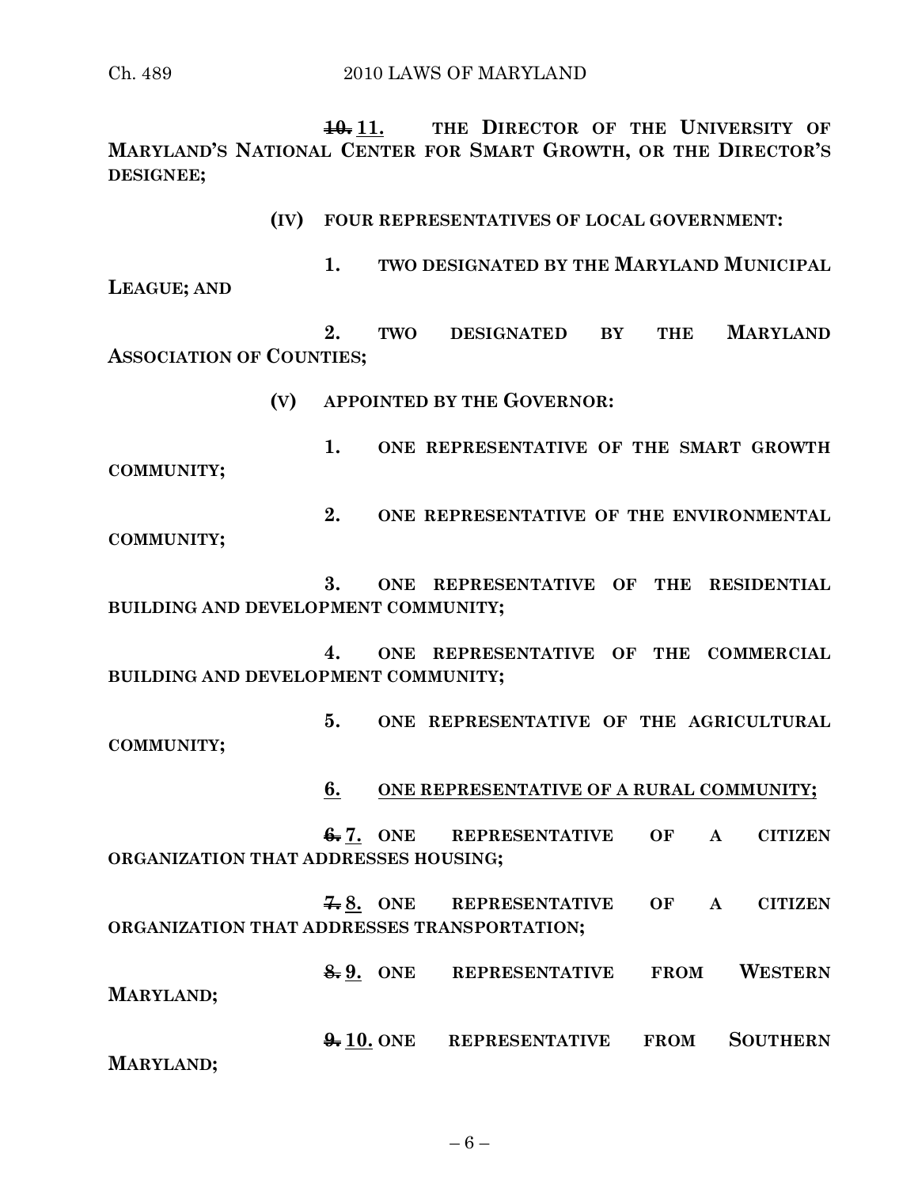~~10.~~ <u>11.</u> THE DIRECTOR OF THE UNIVERSITY OF MARYLAND'S NATIONAL CENTER FOR SMART GROWTH, OR THE DIRECTOR'S DESIGNEE;

(IV) FOUR REPRESENTATIVES OF LOCAL GOVERNMENT:

1. TWO DESIGNATED BY THE MARYLAND MUNICIPAL LEAGUE; AND

2. TWO DESIGNATED BY THE MARYLAND ASSOCIATION OF COUNTIES;

(V) APPOINTED BY THE GOVERNOR:

1. ONE REPRESENTATIVE OF THE SMART GROWTH COMMUNITY;

2. ONE REPRESENTATIVE OF THE ENVIRONMENTAL COMMUNITY;

3. ONE REPRESENTATIVE OF THE RESIDENTIAL BUILDING AND DEVELOPMENT COMMUNITY;

4. ONE REPRESENTATIVE OF THE COMMERCIAL BUILDING AND DEVELOPMENT COMMUNITY;

5. ONE REPRESENTATIVE OF THE AGRICULTURAL COMMUNITY;

<u>6. ONE REPRESENTATIVE OF A RURAL COMMUNITY;</u>

~~6.~~ <u>7.</u> ONE REPRESENTATIVE OF A CITIZEN ORGANIZATION THAT ADDRESSES HOUSING;

~~7.~~ <u>8.</u> ONE REPRESENTATIVE OF A CITIZEN ORGANIZATION THAT ADDRESSES TRANSPORTATION;

~~8.~~ <u>9.</u> ONE REPRESENTATIVE FROM WESTERN MARYLAND;

~~9.~~ <u>10.</u> ONE REPRESENTATIVE FROM SOUTHERN MARYLAND;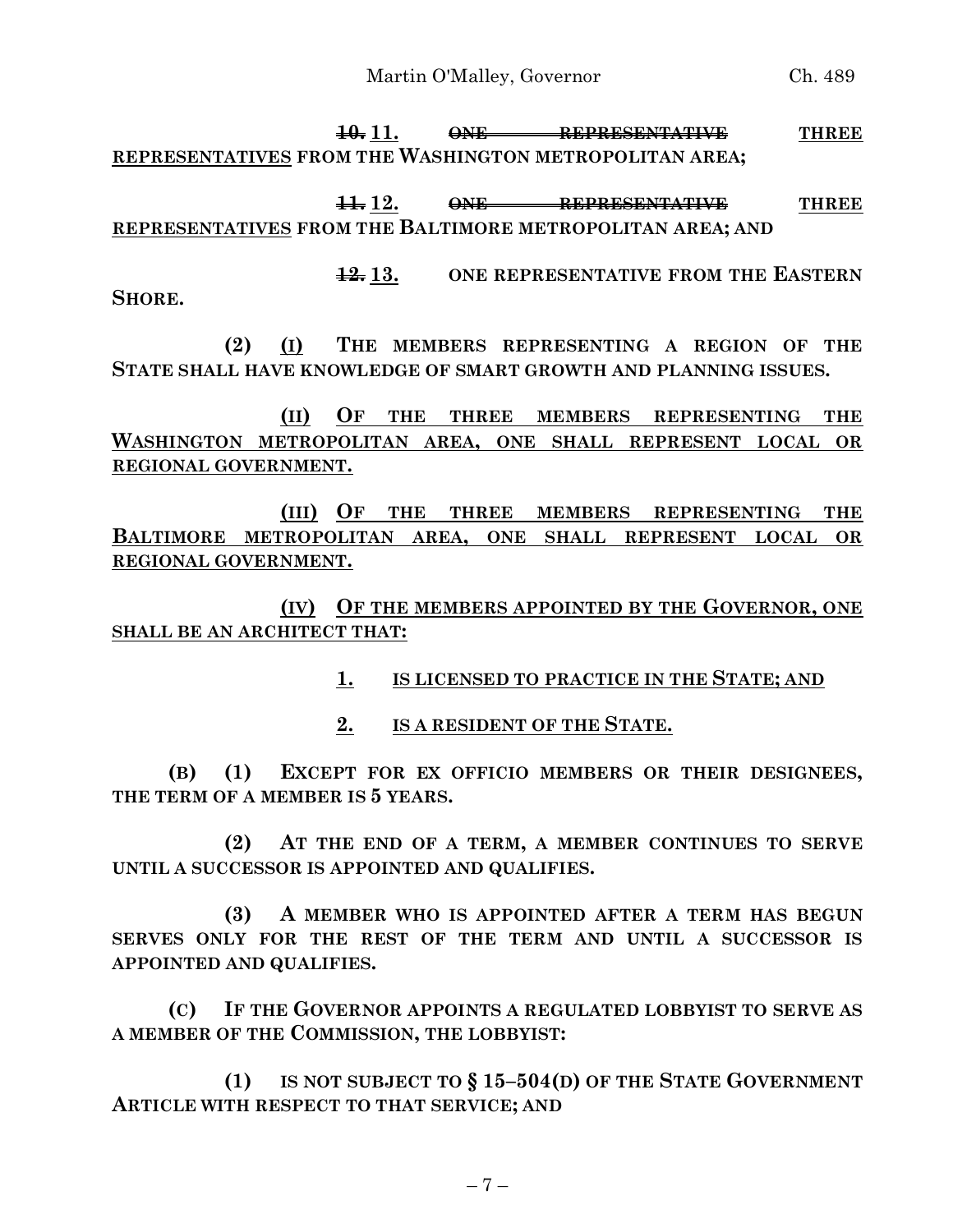~~10.~~ 11. ~~ONE REPRESENTATIVE~~ THREE REPRESENTATIVES FROM THE WASHINGTON METROPOLITAN AREA;

~~11.~~ 12. ~~ONE REPRESENTATIVE~~ THREE REPRESENTATIVES FROM THE BALTIMORE METROPOLITAN AREA; AND

~~12.~~ 13. ONE REPRESENTATIVE FROM THE EASTERN SHORE.

(2) (I) THE MEMBERS REPRESENTING A REGION OF THE STATE SHALL HAVE KNOWLEDGE OF SMART GROWTH AND PLANNING ISSUES.

(II) OF THE THREE MEMBERS REPRESENTING THE WASHINGTON METROPOLITAN AREA, ONE SHALL REPRESENT LOCAL OR REGIONAL GOVERNMENT.

(III) OF THE THREE MEMBERS REPRESENTING THE BALTIMORE METROPOLITAN AREA, ONE SHALL REPRESENT LOCAL OR REGIONAL GOVERNMENT.

(IV) OF THE MEMBERS APPOINTED BY THE GOVERNOR, ONE SHALL BE AN ARCHITECT THAT:

1. IS LICENSED TO PRACTICE IN THE STATE; AND

2. IS A RESIDENT OF THE STATE.

(B) (1) EXCEPT FOR EX OFFICIO MEMBERS OR THEIR DESIGNEES, THE TERM OF A MEMBER IS 5 YEARS.

(2) AT THE END OF A TERM, A MEMBER CONTINUES TO SERVE UNTIL A SUCCESSOR IS APPOINTED AND QUALIFIES.

(3) A MEMBER WHO IS APPOINTED AFTER A TERM HAS BEGUN SERVES ONLY FOR THE REST OF THE TERM AND UNTIL A SUCCESSOR IS APPOINTED AND QUALIFIES.

(C) IF THE GOVERNOR APPOINTS A REGULATED LOBBYIST TO SERVE AS A MEMBER OF THE COMMISSION, THE LOBBYIST:

(1) IS NOT SUBJECT TO § 15–504(D) OF THE STATE GOVERNMENT ARTICLE WITH RESPECT TO THAT SERVICE; AND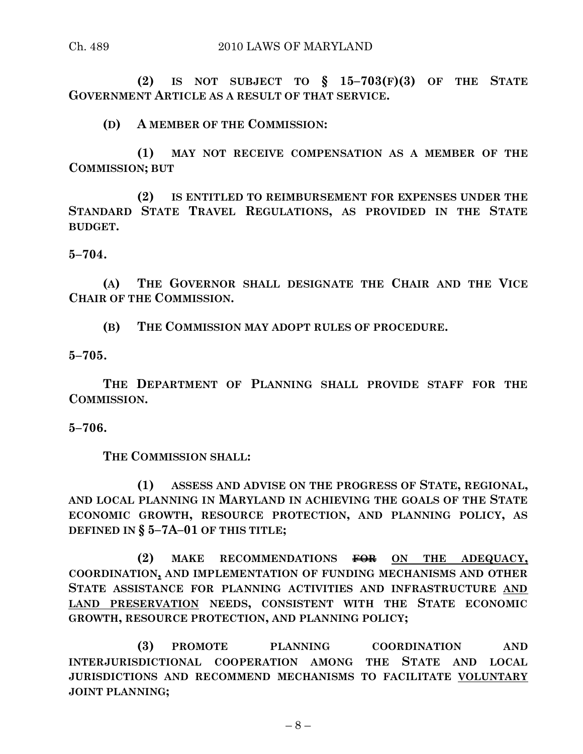**(2) IS NOT SUBJECT TO § 15–703(F)(3) OF THE STATE GOVERNMENT ARTICLE AS A RESULT OF THAT SERVICE.**

**(D) A MEMBER OF THE COMMISSION:**

**(1) MAY NOT RECEIVE COMPENSATION AS A MEMBER OF THE COMMISSION; BUT**

**(2) IS ENTITLED TO REIMBURSEMENT FOR EXPENSES UNDER THE STANDARD STATE TRAVEL REGULATIONS, AS PROVIDED IN THE STATE BUDGET.**

**5–704.**

**(A) THE GOVERNOR SHALL DESIGNATE THE CHAIR AND THE VICE CHAIR OF THE COMMISSION.**

**(B) THE COMMISSION MAY ADOPT RULES OF PROCEDURE.**

**5–705.**

**THE DEPARTMENT OF PLANNING SHALL PROVIDE STAFF FOR THE COMMISSION.**

**5–706.**

**THE COMMISSION SHALL:**

**(1) ASSESS AND ADVISE ON THE PROGRESS OF STATE, REGIONAL, AND LOCAL PLANNING IN MARYLAND IN ACHIEVING THE GOALS OF THE STATE ECONOMIC GROWTH, RESOURCE PROTECTION, AND PLANNING POLICY, AS DEFINED IN § 5–7A–01 OF THIS TITLE;**

**(2) MAKE RECOMMENDATIONS ~~FOR~~ ON THE ADEQUACY, COORDINATION, AND IMPLEMENTATION OF FUNDING MECHANISMS AND OTHER STATE ASSISTANCE FOR PLANNING ACTIVITIES AND INFRASTRUCTURE AND LAND PRESERVATION NEEDS, CONSISTENT WITH THE STATE ECONOMIC GROWTH, RESOURCE PROTECTION, AND PLANNING POLICY;**

**(3) PROMOTE PLANNING COORDINATION AND INTERJURISDICTIONAL COOPERATION AMONG THE STATE AND LOCAL JURISDICTIONS AND RECOMMEND MECHANISMS TO FACILITATE VOLUNTARY JOINT PLANNING;**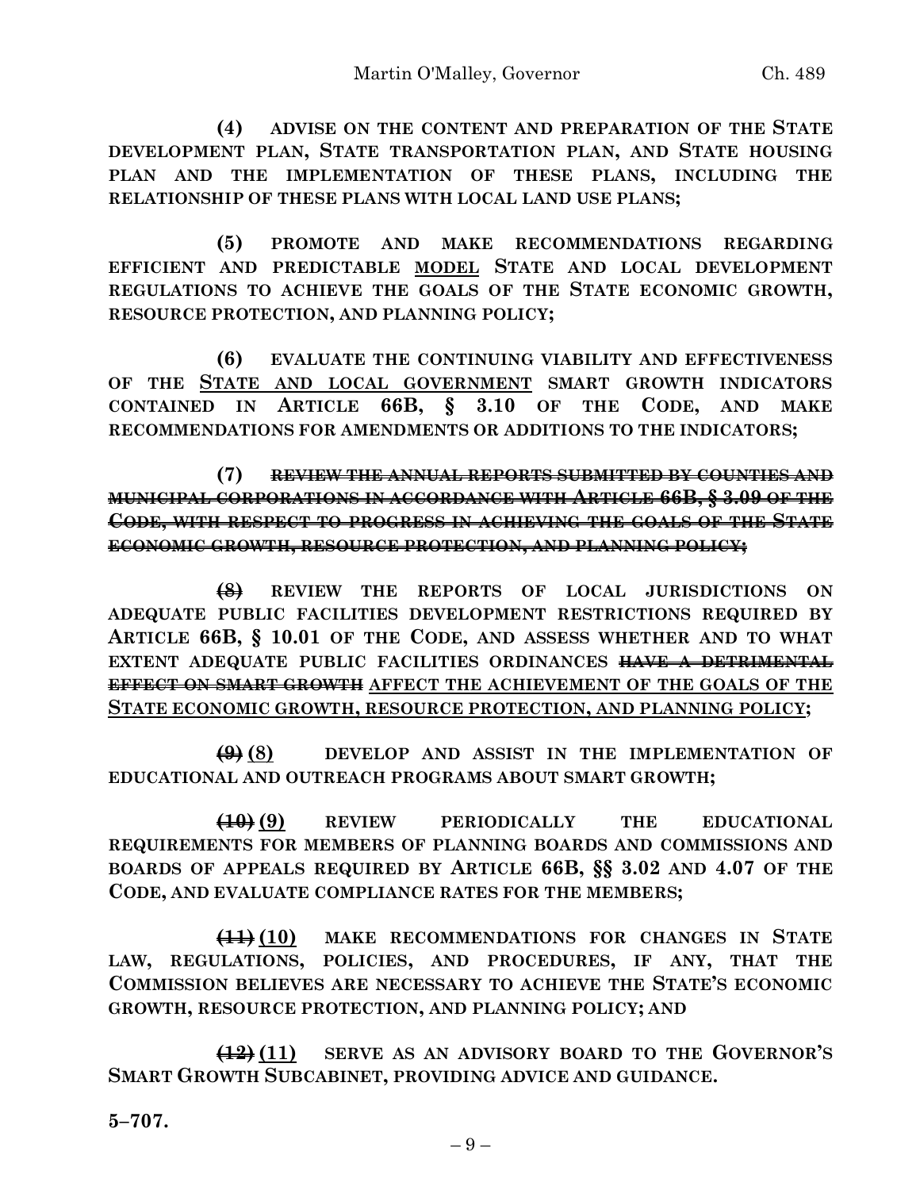**(4) ADVISE ON THE CONTENT AND PREPARATION OF THE STATE DEVELOPMENT PLAN, STATE TRANSPORTATION PLAN, AND STATE HOUSING PLAN AND THE IMPLEMENTATION OF THESE PLANS, INCLUDING THE RELATIONSHIP OF THESE PLANS WITH LOCAL LAND USE PLANS;**

**(5) PROMOTE AND MAKE RECOMMENDATIONS REGARDING EFFICIENT AND PREDICTABLE <u>MODEL</u> STATE AND LOCAL DEVELOPMENT REGULATIONS TO ACHIEVE THE GOALS OF THE STATE ECONOMIC GROWTH, RESOURCE PROTECTION, AND PLANNING POLICY;**

**(6) EVALUATE THE CONTINUING VIABILITY AND EFFECTIVENESS OF THE <u>STATE AND LOCAL GOVERNMENT</u> SMART GROWTH INDICATORS CONTAINED IN ARTICLE 66B, § 3.10 OF THE CODE, AND MAKE RECOMMENDATIONS FOR AMENDMENTS OR ADDITIONS TO THE INDICATORS;**

**(7) ~~REVIEW THE ANNUAL REPORTS SUBMITTED BY COUNTIES AND MUNICIPAL CORPORATIONS IN ACCORDANCE WITH ARTICLE 66B, § 3.09 OF THE CODE, WITH RESPECT TO PROGRESS IN ACHIEVING THE GOALS OF THE STATE ECONOMIC GROWTH, RESOURCE PROTECTION, AND PLANNING POLICY;~~**

**~~(8)~~ REVIEW THE REPORTS OF LOCAL JURISDICTIONS ON ADEQUATE PUBLIC FACILITIES DEVELOPMENT RESTRICTIONS REQUIRED BY ARTICLE 66B, § 10.01 OF THE CODE, AND ASSESS WHETHER AND TO WHAT EXTENT ADEQUATE PUBLIC FACILITIES ORDINANCES ~~HAVE A DETRIMENTAL EFFECT ON SMART GROWTH~~ <u>AFFECT THE ACHIEVEMENT OF THE GOALS OF THE STATE ECONOMIC GROWTH, RESOURCE PROTECTION, AND PLANNING POLICY</u>;**

**~~(9)~~ <u>(8)</u> DEVELOP AND ASSIST IN THE IMPLEMENTATION OF EDUCATIONAL AND OUTREACH PROGRAMS ABOUT SMART GROWTH;**

**~~(10)~~ <u>(9)</u> REVIEW PERIODICALLY THE EDUCATIONAL REQUIREMENTS FOR MEMBERS OF PLANNING BOARDS AND COMMISSIONS AND BOARDS OF APPEALS REQUIRED BY ARTICLE 66B, §§ 3.02 AND 4.07 OF THE CODE, AND EVALUATE COMPLIANCE RATES FOR THE MEMBERS;**

**~~(11)~~ <u>(10)</u> MAKE RECOMMENDATIONS FOR CHANGES IN STATE LAW, REGULATIONS, POLICIES, AND PROCEDURES, IF ANY, THAT THE COMMISSION BELIEVES ARE NECESSARY TO ACHIEVE THE STATE'S ECONOMIC GROWTH, RESOURCE PROTECTION, AND PLANNING POLICY; AND**

**~~(12)~~ <u>(11)</u> SERVE AS AN ADVISORY BOARD TO THE GOVERNOR'S SMART GROWTH SUBCABINET, PROVIDING ADVICE AND GUIDANCE.**

**5–707.**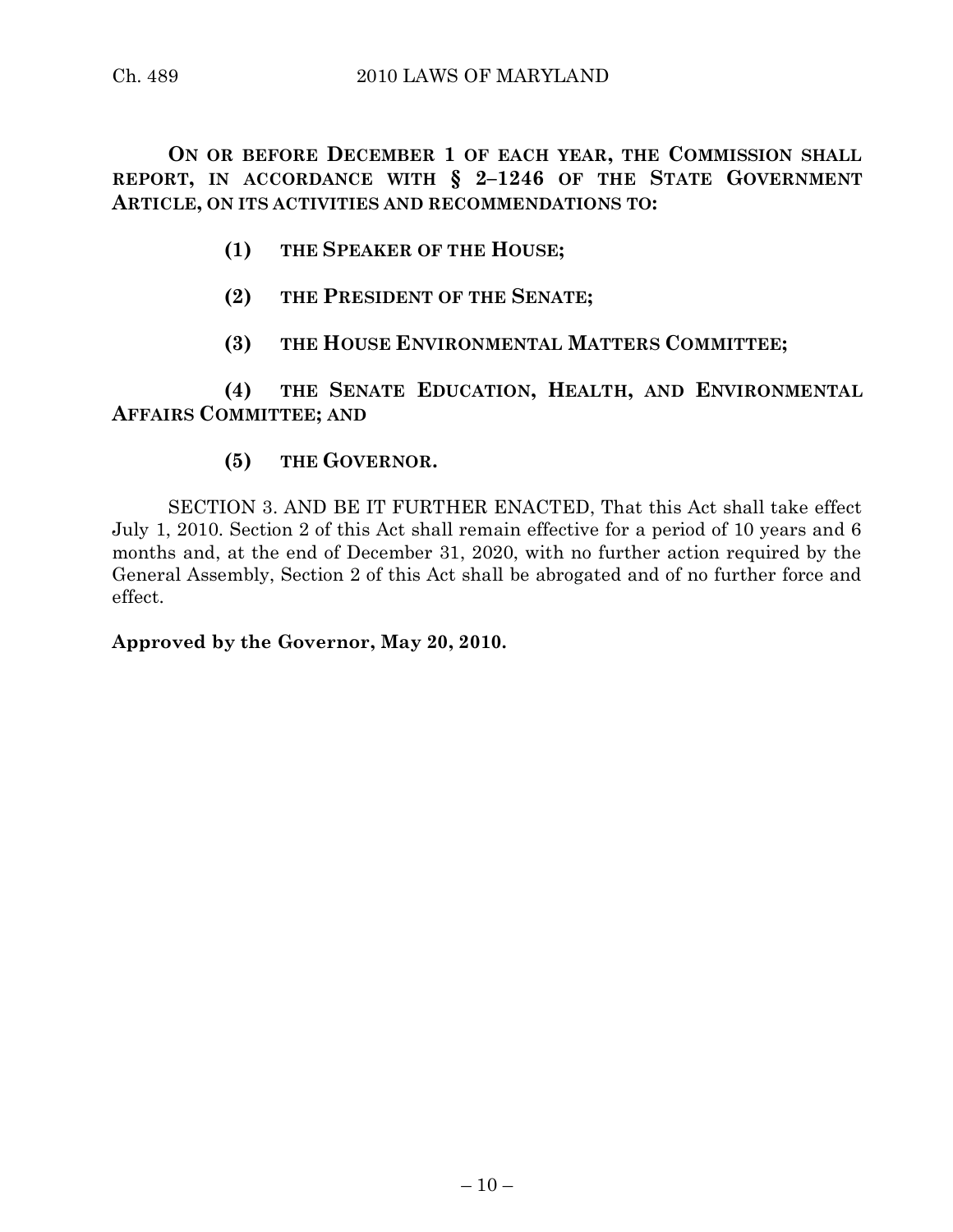**ON OR BEFORE DECEMBER 1 OF EACH YEAR, THE COMMISSION SHALL REPORT, IN ACCORDANCE WITH § 2–1246 OF THE STATE GOVERNMENT ARTICLE, ON ITS ACTIVITIES AND RECOMMENDATIONS TO:**

**(1) THE SPEAKER OF THE HOUSE;**

**(2) THE PRESIDENT OF THE SENATE;**

**(3) THE HOUSE ENVIRONMENTAL MATTERS COMMITTEE;**

**(4) THE SENATE EDUCATION, HEALTH, AND ENVIRONMENTAL AFFAIRS COMMITTEE; AND**

**(5) THE GOVERNOR.**

SECTION 3. AND BE IT FURTHER ENACTED, That this Act shall take effect July 1, 2010. Section 2 of this Act shall remain effective for a period of 10 years and 6 months and, at the end of December 31, 2020, with no further action required by the General Assembly, Section 2 of this Act shall be abrogated and of no further force and effect.

**Approved by the Governor, May 20, 2010.**